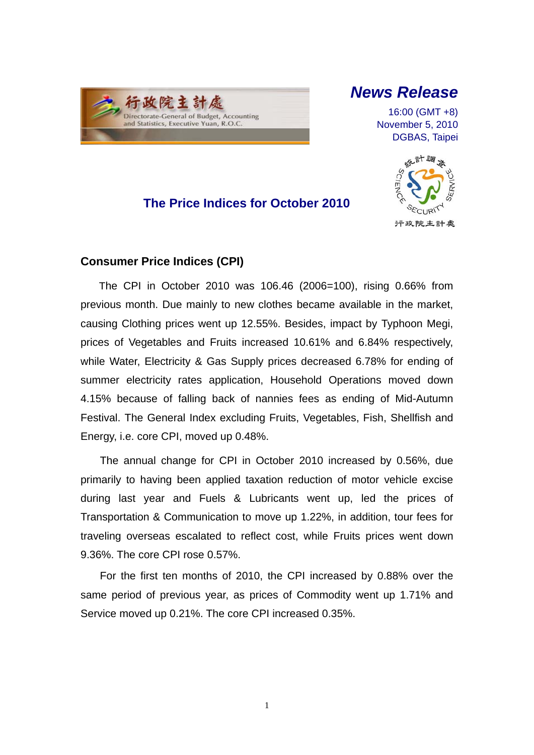行政院主計處
Directorate-General of Budget, Accounting and Statistics, Executive Yuan, R.O.C.

# News Release

16:00 (GMT +8)
November 5, 2010
DGBAS, Taipei

## The Price Indices for October 2010

### Consumer Price Indices (CPI)

The CPI in October 2010 was 106.46 (2006=100), rising 0.66% from previous month. Due mainly to new clothes became available in the market, causing Clothing prices went up 12.55%. Besides, impact by Typhoon Megi, prices of Vegetables and Fruits increased 10.61% and 6.84% respectively, while Water, Electricity & Gas Supply prices decreased 6.78% for ending of summer electricity rates application, Household Operations moved down 4.15% because of falling back of nannies fees as ending of Mid-Autumn Festival. The General Index excluding Fruits, Vegetables, Fish, Shellfish and Energy, i.e. core CPI, moved up 0.48%.

The annual change for CPI in October 2010 increased by 0.56%, due primarily to having been applied taxation reduction of motor vehicle excise during last year and Fuels & Lubricants went up, led the prices of Transportation & Communication to move up 1.22%, in addition, tour fees for traveling overseas escalated to reflect cost, while Fruits prices went down 9.36%. The core CPI rose 0.57%.

For the first ten months of 2010, the CPI increased by 0.88% over the same period of previous year, as prices of Commodity went up 1.71% and Service moved up 0.21%. The core CPI increased 0.35%.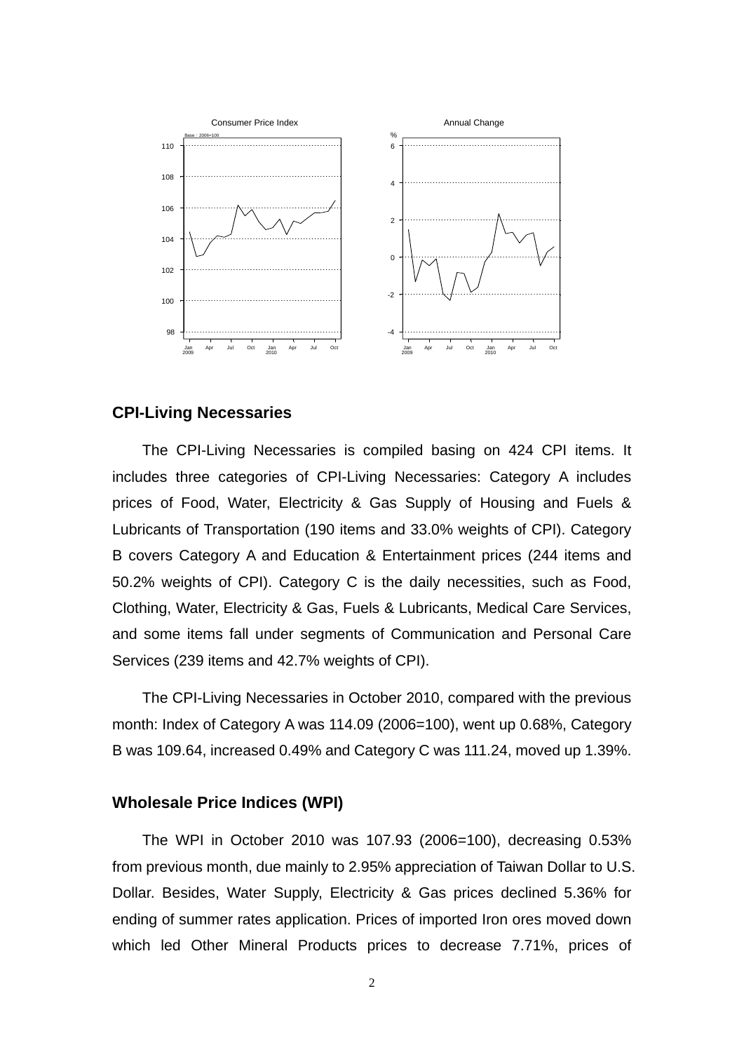Consumer Price Index

Annual Change

## CPI-Living Necessaries

The CPI-Living Necessaries is compiled basing on 424 CPI items. It includes three categories of CPI-Living Necessaries: Category A includes prices of Food, Water, Electricity & Gas Supply of Housing and Fuels & Lubricants of Transportation (190 items and 33.0% weights of CPI). Category B covers Category A and Education & Entertainment prices (244 items and 50.2% weights of CPI). Category C is the daily necessities, such as Food, Clothing, Water, Electricity & Gas, Fuels & Lubricants, Medical Care Services, and some items fall under segments of Communication and Personal Care Services (239 items and 42.7% weights of CPI).

The CPI-Living Necessaries in October 2010, compared with the previous month: Index of Category A was 114.09 (2006=100), went up 0.68%, Category B was 109.64, increased 0.49% and Category C was 111.24, moved up 1.39%.

## Wholesale Price Indices (WPI)

The WPI in October 2010 was 107.93 (2006=100), decreasing 0.53% from previous month, due mainly to 2.95% appreciation of Taiwan Dollar to U.S. Dollar. Besides, Water Supply, Electricity & Gas prices declined 5.36% for ending of summer rates application. Prices of imported Iron ores moved down which led Other Mineral Products prices to decrease 7.71%, prices of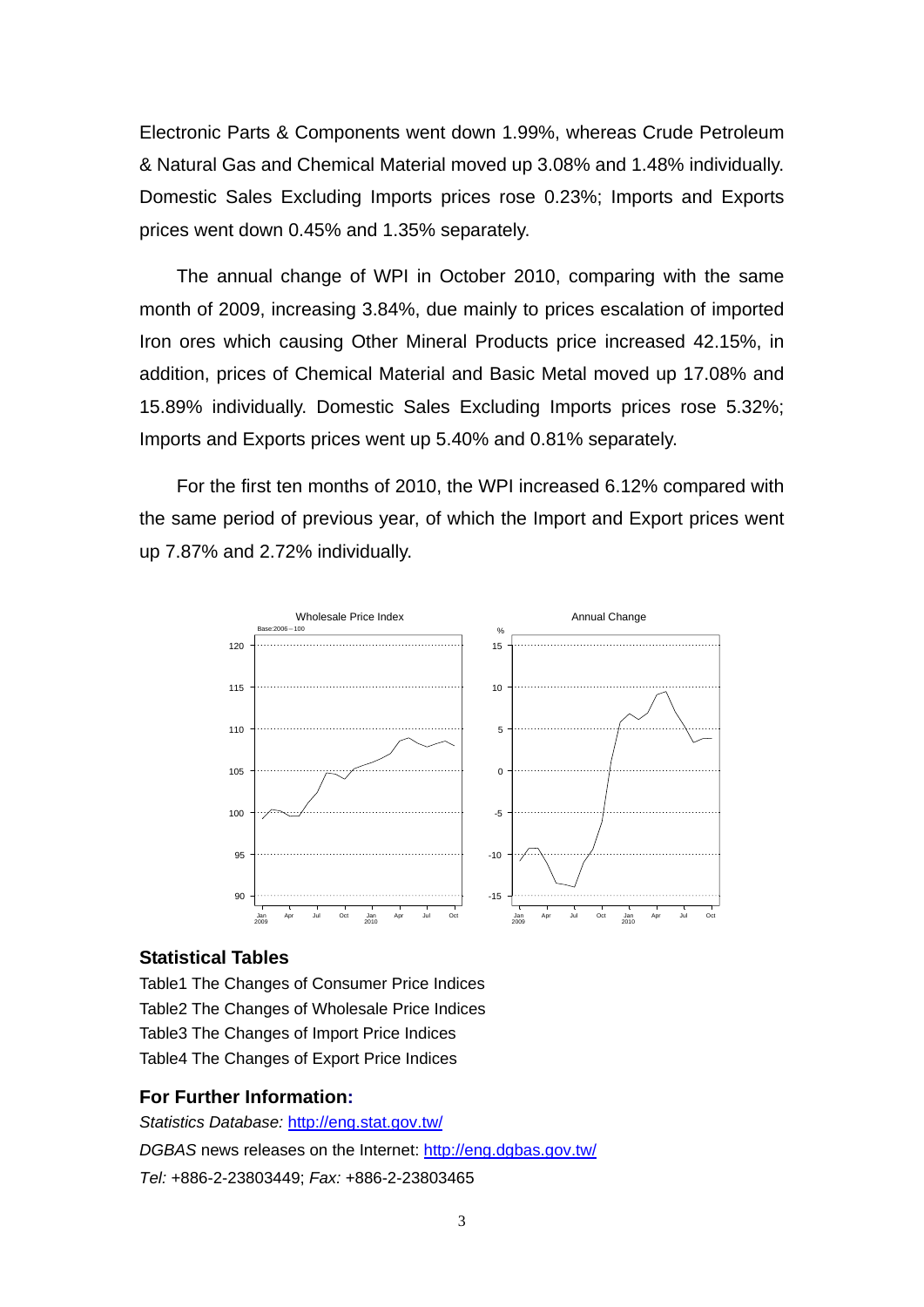Electronic Parts & Components went down 1.99%, whereas Crude Petroleum & Natural Gas and Chemical Material moved up 3.08% and 1.48% individually. Domestic Sales Excluding Imports prices rose 0.23%; Imports and Exports prices went down 0.45% and 1.35% separately.

The annual change of WPI in October 2010, comparing with the same month of 2009, increasing 3.84%, due mainly to prices escalation of imported Iron ores which causing Other Mineral Products price increased 42.15%, in addition, prices of Chemical Material and Basic Metal moved up 17.08% and 15.89% individually. Domestic Sales Excluding Imports prices rose 5.32%; Imports and Exports prices went up 5.40% and 0.81% separately.

For the first ten months of 2010, the WPI increased 6.12% compared with the same period of previous year, of which the Import and Export prices went up 7.87% and 2.72% individually.

### Statistical Tables

Table1 The Changes of Consumer Price Indices
Table2 The Changes of Wholesale Price Indices
Table3 The Changes of Import Price Indices
Table4 The Changes of Export Price Indices

### For Further Information:

*Statistics Database:* http://eng.stat.gov.tw/
*DGBAS* news releases on the Internet: http://eng.dgbas.gov.tw/
*Tel:* +886-2-23803449; *Fax:* +886-2-23803465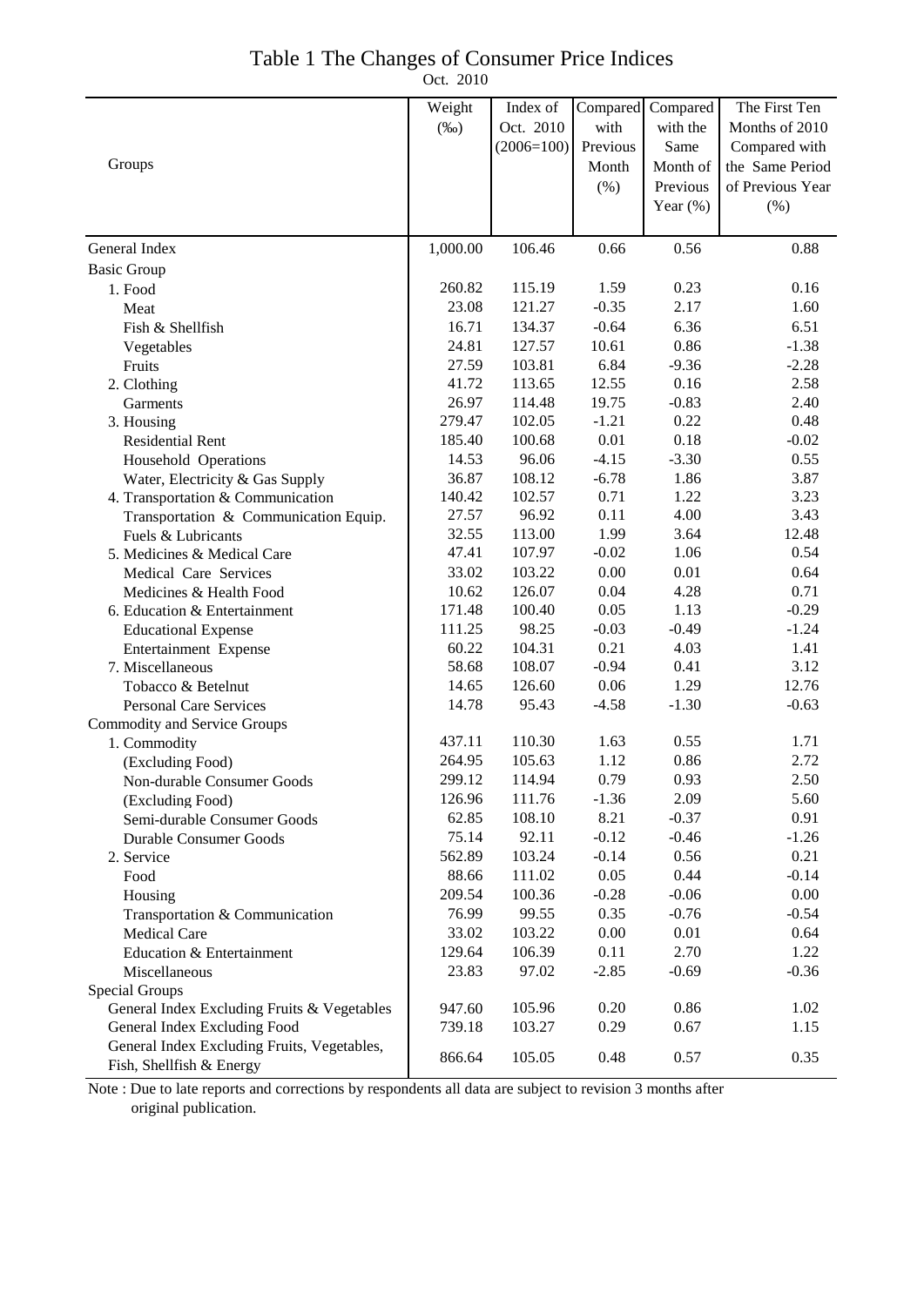# Table 1 The Changes of Consumer Price Indices

Oct. 2010

| Groups | Weight (‰) | Index of Oct. 2010 (2006=100) | Compared with Previous Month (%) | Compared with the Same Month of Previous Year (%) | The First Ten Months of 2010 Compared with the Same Period of Previous Year (%) |
|---|---|---|---|---|---|
| General Index | 1,000.00 | 106.46 | 0.66 | 0.56 | 0.88 |
| Basic Group | | | | | |
| 1. Food | 260.82 | 115.19 | 1.59 | 0.23 | 0.16 |
| Meat | 23.08 | 121.27 | -0.35 | 2.17 | 1.60 |
| Fish & Shellfish | 16.71 | 134.37 | -0.64 | 6.36 | 6.51 |
| Vegetables | 24.81 | 127.57 | 10.61 | 0.86 | -1.38 |
| Fruits | 27.59 | 103.81 | 6.84 | -9.36 | -2.28 |
| 2. Clothing | 41.72 | 113.65 | 12.55 | 0.16 | 2.58 |
| Garments | 26.97 | 114.48 | 19.75 | -0.83 | 2.40 |
| 3. Housing | 279.47 | 102.05 | -1.21 | 0.22 | 0.48 |
| Residential Rent | 185.40 | 100.68 | 0.01 | 0.18 | -0.02 |
| Household Operations | 14.53 | 96.06 | -4.15 | -3.30 | 0.55 |
| Water, Electricity & Gas Supply | 36.87 | 108.12 | -6.78 | 1.86 | 3.87 |
| 4. Transportation & Communication | 140.42 | 102.57 | 0.71 | 1.22 | 3.23 |
| Transportation & Communication Equip. | 27.57 | 96.92 | 0.11 | 4.00 | 3.43 |
| Fuels & Lubricants | 32.55 | 113.00 | 1.99 | 3.64 | 12.48 |
| 5. Medicines & Medical Care | 47.41 | 107.97 | -0.02 | 1.06 | 0.54 |
| Medical Care Services | 33.02 | 103.22 | 0.00 | 0.01 | 0.64 |
| Medicines & Health Food | 10.62 | 126.07 | 0.04 | 4.28 | 0.71 |
| 6. Education & Entertainment | 171.48 | 100.40 | 0.05 | 1.13 | -0.29 |
| Educational Expense | 111.25 | 98.25 | -0.03 | -0.49 | -1.24 |
| Entertainment Expense | 60.22 | 104.31 | 0.21 | 4.03 | 1.41 |
| 7. Miscellaneous | 58.68 | 108.07 | -0.94 | 0.41 | 3.12 |
| Tobacco & Betelnut | 14.65 | 126.60 | 0.06 | 1.29 | 12.76 |
| Personal Care Services | 14.78 | 95.43 | -4.58 | -1.30 | -0.63 |
| Commodity and Service Groups | | | | | |
| 1. Commodity | 437.11 | 110.30 | 1.63 | 0.55 | 1.71 |
| (Excluding Food) | 264.95 | 105.63 | 1.12 | 0.86 | 2.72 |
| Non-durable Consumer Goods | 299.12 | 114.94 | 0.79 | 0.93 | 2.50 |
| (Excluding Food) | 126.96 | 111.76 | -1.36 | 2.09 | 5.60 |
| Semi-durable Consumer Goods | 62.85 | 108.10 | 8.21 | -0.37 | 0.91 |
| Durable Consumer Goods | 75.14 | 92.11 | -0.12 | -0.46 | -1.26 |
| 2. Service | 562.89 | 103.24 | -0.14 | 0.56 | 0.21 |
| Food | 88.66 | 111.02 | 0.05 | 0.44 | -0.14 |
| Housing | 209.54 | 100.36 | -0.28 | -0.06 | 0.00 |
| Transportation & Communication | 76.99 | 99.55 | 0.35 | -0.76 | -0.54 |
| Medical Care | 33.02 | 103.22 | 0.00 | 0.01 | 0.64 |
| Education & Entertainment | 129.64 | 106.39 | 0.11 | 2.70 | 1.22 |
| Miscellaneous | 23.83 | 97.02 | -2.85 | -0.69 | -0.36 |
| Special Groups | | | | | |
| General Index Excluding Fruits & Vegetables | 947.60 | 105.96 | 0.20 | 0.86 | 1.02 |
| General Index Excluding Food | 739.18 | 103.27 | 0.29 | 0.67 | 1.15 |
| General Index Excluding Fruits, Vegetables, Fish, Shellfish & Energy | 866.64 | 105.05 | 0.48 | 0.57 | 0.35 |

Note : Due to late reports and corrections by respondents all data are subject to revision 3 months after original publication.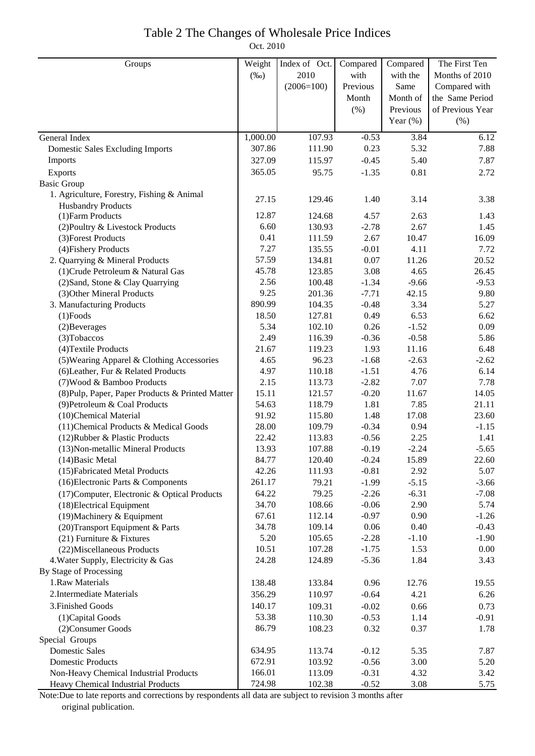# Table 2 The Changes of Wholesale Price Indices

Oct. 2010

| Groups | Weight (‰) | Index of Oct. 2010 (2006=100) | Compared with Previous Month (%) | Compared with the Same Month of Previous Year (%) | The First Ten Months of 2010 Compared with the Same Period of Previous Year (%) |
|---|---|---|---|---|---|
| General Index | 1,000.00 | 107.93 | -0.53 | 3.84 | 6.12 |
| Domestic Sales Excluding Imports | 307.86 | 111.90 | 0.23 | 5.32 | 7.88 |
| Imports | 327.09 | 115.97 | -0.45 | 5.40 | 7.87 |
| Exports | 365.05 | 95.75 | -1.35 | 0.81 | 2.72 |
| Basic Group | | | | | |
| 1. Agriculture, Forestry, Fishing & Animal Husbandry Products | 27.15 | 129.46 | 1.40 | 3.14 | 3.38 |
| (1)Farm Products | 12.87 | 124.68 | 4.57 | 2.63 | 1.43 |
| (2)Poultry & Livestock Products | 6.60 | 130.93 | -2.78 | 2.67 | 1.45 |
| (3)Forest Products | 0.41 | 111.59 | 2.67 | 10.47 | 16.09 |
| (4)Fishery Products | 7.27 | 135.55 | -0.01 | 4.11 | 7.72 |
| 2. Quarrying & Mineral Products | 57.59 | 134.81 | 0.07 | 11.26 | 20.52 |
| (1)Crude Petroleum & Natural Gas | 45.78 | 123.85 | 3.08 | 4.65 | 26.45 |
| (2)Sand, Stone & Clay Quarrying | 2.56 | 100.48 | -1.34 | -9.66 | -9.53 |
| (3)Other Mineral Products | 9.25 | 201.36 | -7.71 | 42.15 | 9.80 |
| 3. Manufacturing Products | 890.99 | 104.35 | -0.48 | 3.34 | 5.27 |
| (1)Foods | 18.50 | 127.81 | 0.49 | 6.53 | 6.62 |
| (2)Beverages | 5.34 | 102.10 | 0.26 | -1.52 | 0.09 |
| (3)Tobaccos | 2.49 | 116.39 | -0.36 | -0.58 | 5.86 |
| (4)Textile Products | 21.67 | 119.23 | 1.93 | 11.16 | 6.48 |
| (5)Wearing Apparel & Clothing Accessories | 4.65 | 96.23 | -1.68 | -2.63 | -2.62 |
| (6)Leather, Fur & Related Products | 4.97 | 110.18 | -1.51 | 4.76 | 6.14 |
| (7)Wood & Bamboo Products | 2.15 | 113.73 | -2.82 | 7.07 | 7.78 |
| (8)Pulp, Paper, Paper Products & Printed Matter | 15.11 | 121.57 | -0.20 | 11.67 | 14.05 |
| (9)Petroleum & Coal Products | 54.63 | 118.79 | 1.81 | 7.85 | 21.11 |
| (10)Chemical Material | 91.92 | 115.80 | 1.48 | 17.08 | 23.60 |
| (11)Chemical Products & Medical Goods | 28.00 | 109.79 | -0.34 | 0.94 | -1.15 |
| (12)Rubber & Plastic Products | 22.42 | 113.83 | -0.56 | 2.25 | 1.41 |
| (13)Non-metallic Mineral Products | 13.93 | 107.88 | -0.19 | -2.24 | -5.65 |
| (14)Basic Metal | 84.77 | 120.40 | -0.24 | 15.89 | 22.60 |
| (15)Fabricated Metal Products | 42.26 | 111.93 | -0.81 | 2.92 | 5.07 |
| (16)Electronic Parts & Components | 261.17 | 79.21 | -1.99 | -5.15 | -3.66 |
| (17)Computer, Electronic & Optical Products | 64.22 | 79.25 | -2.26 | -6.31 | -7.08 |
| (18)Electrical Equipment | 34.70 | 108.66 | -0.06 | 2.90 | 5.74 |
| (19)Machinery & Equipment | 67.61 | 112.14 | -0.97 | 0.90 | -1.26 |
| (20)Transport Equipment & Parts | 34.78 | 109.14 | 0.06 | 0.40 | -0.43 |
| (21) Furniture & Fixtures | 5.20 | 105.65 | -2.28 | -1.10 | -1.90 |
| (22)Miscellaneous Products | 10.51 | 107.28 | -1.75 | 1.53 | 0.00 |
| 4.Water Supply, Electricity & Gas | 24.28 | 124.89 | -5.36 | 1.84 | 3.43 |
| By Stage of Processing | | | | | |
| 1.Raw Materials | 138.48 | 133.84 | 0.96 | 12.76 | 19.55 |
| 2.Intermediate Materials | 356.29 | 110.97 | -0.64 | 4.21 | 6.26 |
| 3.Finished Goods | 140.17 | 109.31 | -0.02 | 0.66 | 0.73 |
| (1)Capital Goods | 53.38 | 110.30 | -0.53 | 1.14 | -0.91 |
| (2)Consumer Goods | 86.79 | 108.23 | 0.32 | 0.37 | 1.78 |
| Special Groups | | | | | |
| Domestic Sales | 634.95 | 113.74 | -0.12 | 5.35 | 7.87 |
| Domestic Products | 672.91 | 103.92 | -0.56 | 3.00 | 5.20 |
| Non-Heavy Chemical Industrial Products | 166.01 | 113.09 | -0.31 | 4.32 | 3.42 |
| Heavy Chemical Industrial Products | 724.98 | 102.38 | -0.52 | 3.08 | 5.75 |

Note:Due to late reports and corrections by respondents all data are subject to revision 3 months after original publication.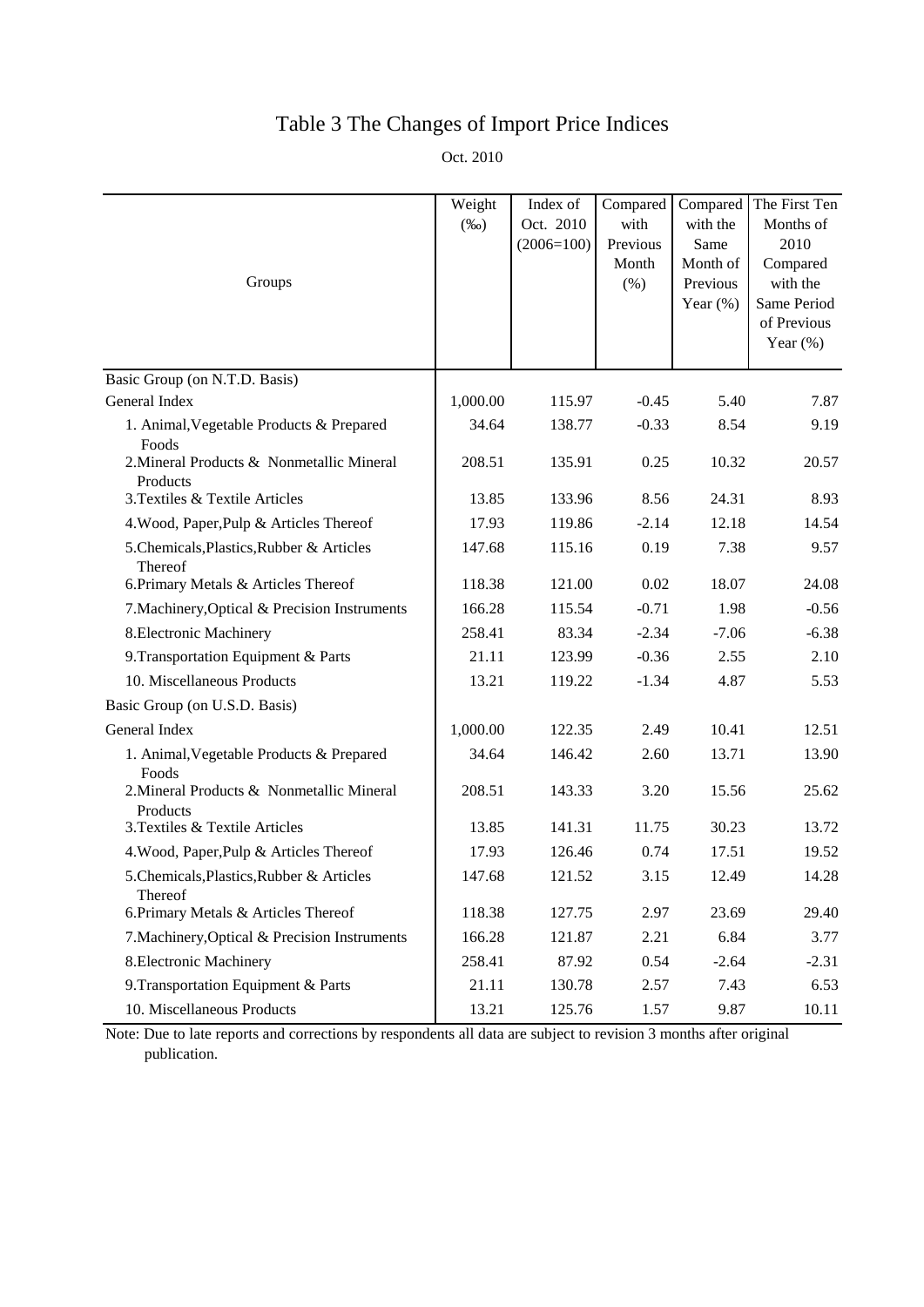# Table 3 The Changes of Import Price Indices

Oct. 2010

| Groups | Weight (‰) | Index of Oct. 2010 (2006=100) | Compared with Previous Month (%) | Compared with the Same Month of Previous Year (%) | The First Ten Months of 2010 Compared with the Same Period of Previous Year (%) |
|---|---|---|---|---|---|
| Basic Group (on N.T.D. Basis) | | | | | |
| General Index | 1,000.00 | 115.97 | -0.45 | 5.40 | 7.87 |
| 1. Animal,Vegetable Products & Prepared Foods | 34.64 | 138.77 | -0.33 | 8.54 | 9.19 |
| 2.Mineral Products & Nonmetallic Mineral Products | 208.51 | 135.91 | 0.25 | 10.32 | 20.57 |
| 3.Textiles & Textile Articles | 13.85 | 133.96 | 8.56 | 24.31 | 8.93 |
| 4.Wood, Paper,Pulp & Articles Thereof | 17.93 | 119.86 | -2.14 | 12.18 | 14.54 |
| 5.Chemicals,Plastics,Rubber & Articles Thereof | 147.68 | 115.16 | 0.19 | 7.38 | 9.57 |
| 6.Primary Metals & Articles Thereof | 118.38 | 121.00 | 0.02 | 18.07 | 24.08 |
| 7.Machinery,Optical & Precision Instruments | 166.28 | 115.54 | -0.71 | 1.98 | -0.56 |
| 8.Electronic Machinery | 258.41 | 83.34 | -2.34 | -7.06 | -6.38 |
| 9.Transportation Equipment & Parts | 21.11 | 123.99 | -0.36 | 2.55 | 2.10 |
| 10. Miscellaneous Products | 13.21 | 119.22 | -1.34 | 4.87 | 5.53 |
| Basic Group (on U.S.D. Basis) | | | | | |
| General Index | 1,000.00 | 122.35 | 2.49 | 10.41 | 12.51 |
| 1. Animal,Vegetable Products & Prepared Foods | 34.64 | 146.42 | 2.60 | 13.71 | 13.90 |
| 2.Mineral Products & Nonmetallic Mineral Products | 208.51 | 143.33 | 3.20 | 15.56 | 25.62 |
| 3.Textiles & Textile Articles | 13.85 | 141.31 | 11.75 | 30.23 | 13.72 |
| 4.Wood, Paper,Pulp & Articles Thereof | 17.93 | 126.46 | 0.74 | 17.51 | 19.52 |
| 5.Chemicals,Plastics,Rubber & Articles Thereof | 147.68 | 121.52 | 3.15 | 12.49 | 14.28 |
| 6.Primary Metals & Articles Thereof | 118.38 | 127.75 | 2.97 | 23.69 | 29.40 |
| 7.Machinery,Optical & Precision Instruments | 166.28 | 121.87 | 2.21 | 6.84 | 3.77 |
| 8.Electronic Machinery | 258.41 | 87.92 | 0.54 | -2.64 | -2.31 |
| 9.Transportation Equipment & Parts | 21.11 | 130.78 | 2.57 | 7.43 | 6.53 |
| 10. Miscellaneous Products | 13.21 | 125.76 | 1.57 | 9.87 | 10.11 |

Note: Due to late reports and corrections by respondents all data are subject to revision 3 months after original publication.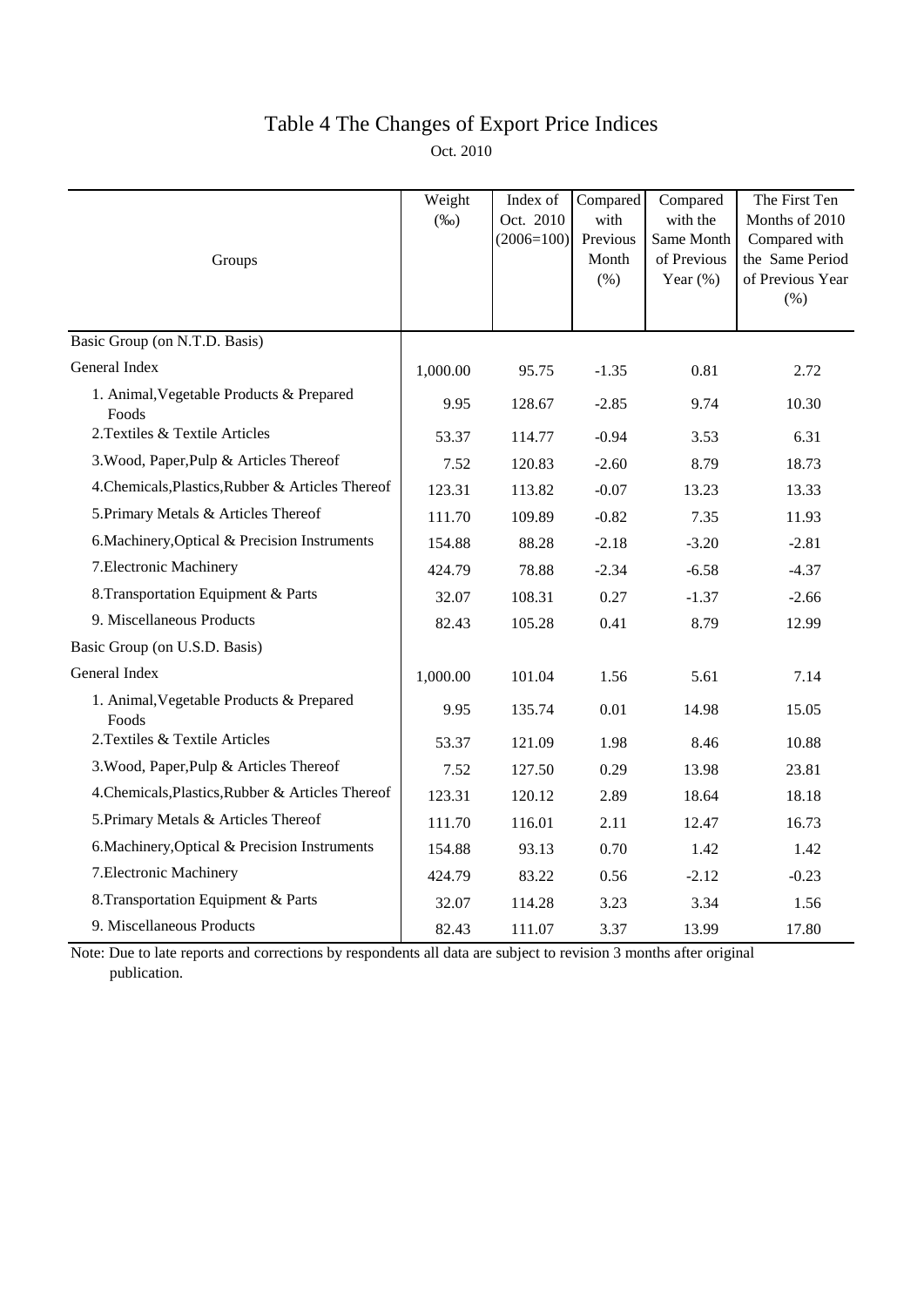# Table 4 The Changes of Export Price Indices

Oct. 2010

| Groups | Weight (‰) | Index of Oct. 2010 (2006=100) | Compared with Previous Month (%) | Compared with the Same Month of Previous Year (%) | The First Ten Months of 2010 Compared with the Same Period of Previous Year (%) |
|---|---|---|---|---|---|
| Basic Group (on N.T.D. Basis) | | | | | |
| General Index | 1,000.00 | 95.75 | -1.35 | 0.81 | 2.72 |
| 1. Animal,Vegetable Products & Prepared Foods | 9.95 | 128.67 | -2.85 | 9.74 | 10.30 |
| 2.Textiles & Textile Articles | 53.37 | 114.77 | -0.94 | 3.53 | 6.31 |
| 3.Wood, Paper,Pulp & Articles Thereof | 7.52 | 120.83 | -2.60 | 8.79 | 18.73 |
| 4.Chemicals,Plastics,Rubber & Articles Thereof | 123.31 | 113.82 | -0.07 | 13.23 | 13.33 |
| 5.Primary Metals & Articles Thereof | 111.70 | 109.89 | -0.82 | 7.35 | 11.93 |
| 6.Machinery,Optical & Precision Instruments | 154.88 | 88.28 | -2.18 | -3.20 | -2.81 |
| 7.Electronic Machinery | 424.79 | 78.88 | -2.34 | -6.58 | -4.37 |
| 8.Transportation Equipment & Parts | 32.07 | 108.31 | 0.27 | -1.37 | -2.66 |
| 9. Miscellaneous Products | 82.43 | 105.28 | 0.41 | 8.79 | 12.99 |
| Basic Group (on U.S.D. Basis) | | | | | |
| General Index | 1,000.00 | 101.04 | 1.56 | 5.61 | 7.14 |
| 1. Animal,Vegetable Products & Prepared Foods | 9.95 | 135.74 | 0.01 | 14.98 | 15.05 |
| 2.Textiles & Textile Articles | 53.37 | 121.09 | 1.98 | 8.46 | 10.88 |
| 3.Wood, Paper,Pulp & Articles Thereof | 7.52 | 127.50 | 0.29 | 13.98 | 23.81 |
| 4.Chemicals,Plastics,Rubber & Articles Thereof | 123.31 | 120.12 | 2.89 | 18.64 | 18.18 |
| 5.Primary Metals & Articles Thereof | 111.70 | 116.01 | 2.11 | 12.47 | 16.73 |
| 6.Machinery,Optical & Precision Instruments | 154.88 | 93.13 | 0.70 | 1.42 | 1.42 |
| 7.Electronic Machinery | 424.79 | 83.22 | 0.56 | -2.12 | -0.23 |
| 8.Transportation Equipment & Parts | 32.07 | 114.28 | 3.23 | 3.34 | 1.56 |
| 9. Miscellaneous Products | 82.43 | 111.07 | 3.37 | 13.99 | 17.80 |

Note: Due to late reports and corrections by respondents all data are subject to revision 3 months after original publication.